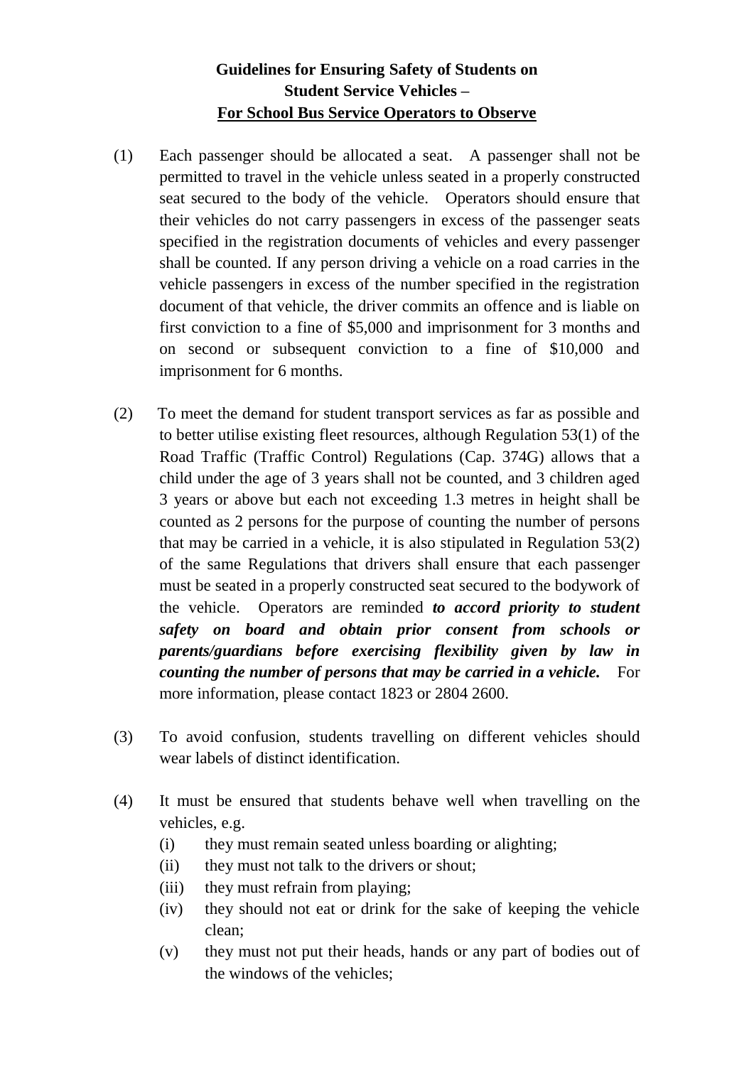# Guidelines for Ensuring Safety of Students on Student Service Vehicles – <u>For School Bus Service Operators to Observe</u>

(1) Each passenger should be allocated a seat. A passenger shall not be permitted to travel in the vehicle unless seated in a properly constructed seat secured to the body of the vehicle. Operators should ensure that their vehicles do not carry passengers in excess of the passenger seats specified in the registration documents of vehicles and every passenger shall be counted. If any person driving a vehicle on a road carries in the vehicle passengers in excess of the number specified in the registration document of that vehicle, the driver commits an offence and is liable on first conviction to a fine of $5,000 and imprisonment for 3 months and on second or subsequent conviction to a fine of $10,000 and imprisonment for 6 months.

(2) To meet the demand for student transport services as far as possible and to better utilise existing fleet resources, although Regulation 53(1) of the Road Traffic (Traffic Control) Regulations (Cap. 374G) allows that a child under the age of 3 years shall not be counted, and 3 children aged 3 years or above but each not exceeding 1.3 metres in height shall be counted as 2 persons for the purpose of counting the number of persons that may be carried in a vehicle, it is also stipulated in Regulation 53(2) of the same Regulations that drivers shall ensure that each passenger must be seated in a properly constructed seat secured to the bodywork of the vehicle. Operators are reminded ***to accord priority to student safety on board and obtain prior consent from schools or parents/guardians before exercising flexibility given by law in counting the number of persons that may be carried in a vehicle.*** For more information, please contact 1823 or 2804 2600.

(3) To avoid confusion, students travelling on different vehicles should wear labels of distinct identification.

(4) It must be ensured that students behave well when travelling on the vehicles, e.g.

- (i) they must remain seated unless boarding or alighting;
- (ii) they must not talk to the drivers or shout;
- (iii) they must refrain from playing;
- (iv) they should not eat or drink for the sake of keeping the vehicle clean;
- (v) they must not put their heads, hands or any part of bodies out of the windows of the vehicles;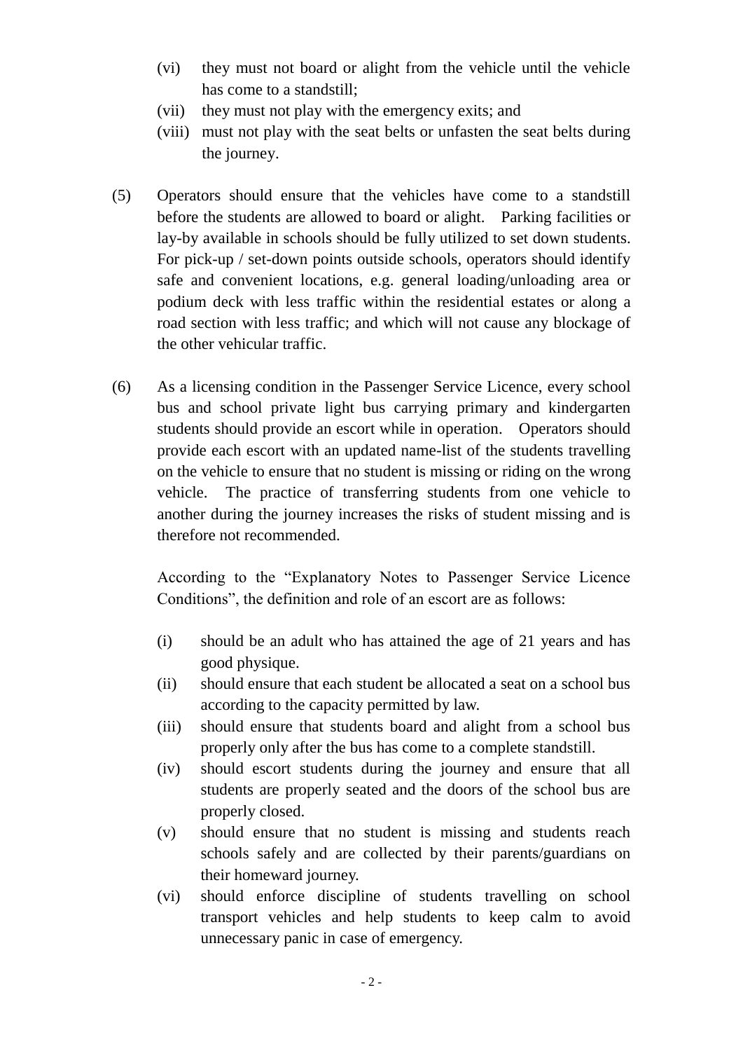(vi) they must not board or alight from the vehicle until the vehicle has come to a standstill;

(vii) they must not play with the emergency exits; and

(viii) must not play with the seat belts or unfasten the seat belts during the journey.

(5) Operators should ensure that the vehicles have come to a standstill before the students are allowed to board or alight. Parking facilities or lay-by available in schools should be fully utilized to set down students. For pick-up / set-down points outside schools, operators should identify safe and convenient locations, e.g. general loading/unloading area or podium deck with less traffic within the residential estates or along a road section with less traffic; and which will not cause any blockage of the other vehicular traffic.

(6) As a licensing condition in the Passenger Service Licence, every school bus and school private light bus carrying primary and kindergarten students should provide an escort while in operation. Operators should provide each escort with an updated name-list of the students travelling on the vehicle to ensure that no student is missing or riding on the wrong vehicle. The practice of transferring students from one vehicle to another during the journey increases the risks of student missing and is therefore not recommended.

According to the "Explanatory Notes to Passenger Service Licence Conditions", the definition and role of an escort are as follows:

(i) should be an adult who has attained the age of 21 years and has good physique.

(ii) should ensure that each student be allocated a seat on a school bus according to the capacity permitted by law.

(iii) should ensure that students board and alight from a school bus properly only after the bus has come to a complete standstill.

(iv) should escort students during the journey and ensure that all students are properly seated and the doors of the school bus are properly closed.

(v) should ensure that no student is missing and students reach schools safely and are collected by their parents/guardians on their homeward journey.

(vi) should enforce discipline of students travelling on school transport vehicles and help students to keep calm to avoid unnecessary panic in case of emergency.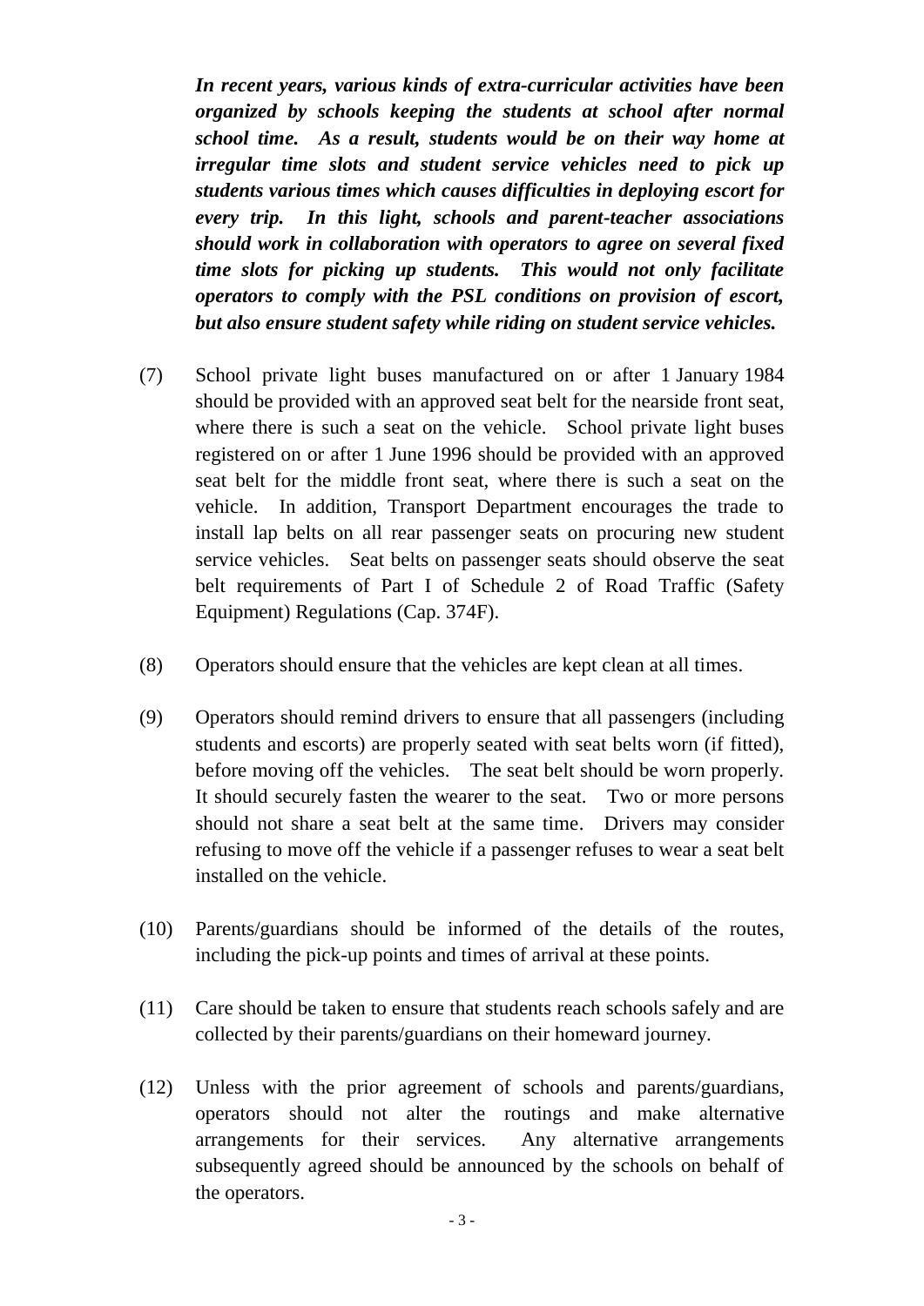***In recent years, various kinds of extra-curricular activities have been organized by schools keeping the students at school after normal school time. As a result, students would be on their way home at irregular time slots and student service vehicles need to pick up students various times which causes difficulties in deploying escort for every trip. In this light, schools and parent-teacher associations should work in collaboration with operators to agree on several fixed time slots for picking up students. This would not only facilitate operators to comply with the PSL conditions on provision of escort, but also ensure student safety while riding on student service vehicles.***

(7) School private light buses manufactured on or after 1 January 1984 should be provided with an approved seat belt for the nearside front seat, where there is such a seat on the vehicle. School private light buses registered on or after 1 June 1996 should be provided with an approved seat belt for the middle front seat, where there is such a seat on the vehicle. In addition, Transport Department encourages the trade to install lap belts on all rear passenger seats on procuring new student service vehicles. Seat belts on passenger seats should observe the seat belt requirements of Part I of Schedule 2 of Road Traffic (Safety Equipment) Regulations (Cap. 374F).

(8) Operators should ensure that the vehicles are kept clean at all times.

(9) Operators should remind drivers to ensure that all passengers (including students and escorts) are properly seated with seat belts worn (if fitted), before moving off the vehicles. The seat belt should be worn properly. It should securely fasten the wearer to the seat. Two or more persons should not share a seat belt at the same time. Drivers may consider refusing to move off the vehicle if a passenger refuses to wear a seat belt installed on the vehicle.

(10) Parents/guardians should be informed of the details of the routes, including the pick-up points and times of arrival at these points.

(11) Care should be taken to ensure that students reach schools safely and are collected by their parents/guardians on their homeward journey.

(12) Unless with the prior agreement of schools and parents/guardians, operators should not alter the routings and make alternative arrangements for their services. Any alternative arrangements subsequently agreed should be announced by the schools on behalf of the operators.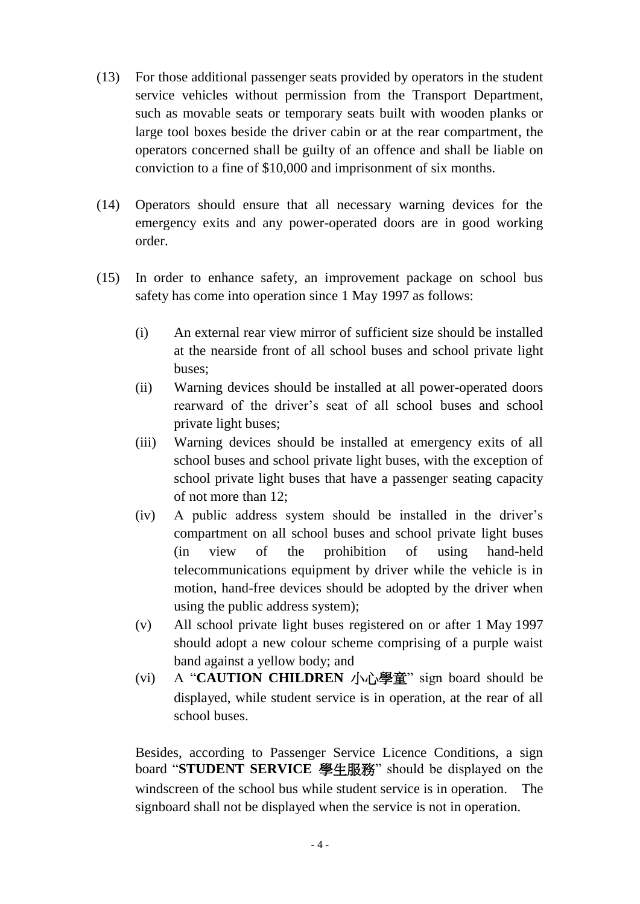(13) For those additional passenger seats provided by operators in the student service vehicles without permission from the Transport Department, such as movable seats or temporary seats built with wooden planks or large tool boxes beside the driver cabin or at the rear compartment, the operators concerned shall be guilty of an offence and shall be liable on conviction to a fine of $10,000 and imprisonment of six months.

(14) Operators should ensure that all necessary warning devices for the emergency exits and any power-operated doors are in good working order.

(15) In order to enhance safety, an improvement package on school bus safety has come into operation since 1 May 1997 as follows:

   (i) An external rear view mirror of sufficient size should be installed at the nearside front of all school buses and school private light buses;
   (ii) Warning devices should be installed at all power-operated doors rearward of the driver's seat of all school buses and school private light buses;
   (iii) Warning devices should be installed at emergency exits of all school buses and school private light buses, with the exception of school private light buses that have a passenger seating capacity of not more than 12;
   (iv) A public address system should be installed in the driver's compartment on all school buses and school private light buses (in view of the prohibition of using hand-held telecommunications equipment by driver while the vehicle is in motion, hand-free devices should be adopted by the driver when using the public address system);
   (v) All school private light buses registered on or after 1 May 1997 should adopt a new colour scheme comprising of a purple waist band against a yellow body; and
   (vi) A "**CAUTION CHILDREN 小心學童**" sign board should be displayed, while student service is in operation, at the rear of all school buses.

   Besides, according to Passenger Service Licence Conditions, a sign board "**STUDENT SERVICE 學生服務**" should be displayed on the windscreen of the school bus while student service is in operation. The signboard shall not be displayed when the service is not in operation.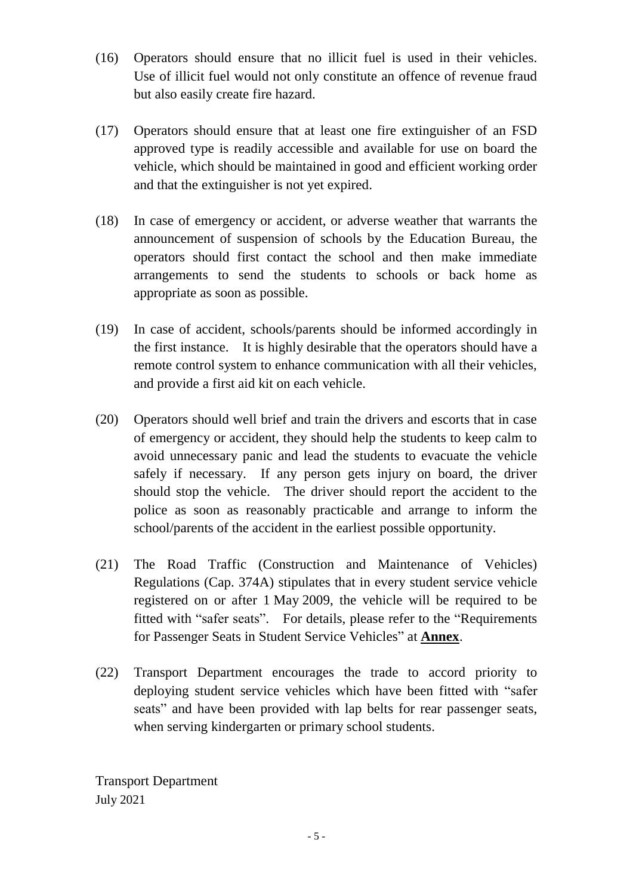(16) Operators should ensure that no illicit fuel is used in their vehicles. Use of illicit fuel would not only constitute an offence of revenue fraud but also easily create fire hazard.

(17) Operators should ensure that at least one fire extinguisher of an FSD approved type is readily accessible and available for use on board the vehicle, which should be maintained in good and efficient working order and that the extinguisher is not yet expired.

(18) In case of emergency or accident, or adverse weather that warrants the announcement of suspension of schools by the Education Bureau, the operators should first contact the school and then make immediate arrangements to send the students to schools or back home as appropriate as soon as possible.

(19) In case of accident, schools/parents should be informed accordingly in the first instance. It is highly desirable that the operators should have a remote control system to enhance communication with all their vehicles, and provide a first aid kit on each vehicle.

(20) Operators should well brief and train the drivers and escorts that in case of emergency or accident, they should help the students to keep calm to avoid unnecessary panic and lead the students to evacuate the vehicle safely if necessary. If any person gets injury on board, the driver should stop the vehicle. The driver should report the accident to the police as soon as reasonably practicable and arrange to inform the school/parents of the accident in the earliest possible opportunity.

(21) The Road Traffic (Construction and Maintenance of Vehicles) Regulations (Cap. 374A) stipulates that in every student service vehicle registered on or after 1 May 2009, the vehicle will be required to be fitted with "safer seats". For details, please refer to the "Requirements for Passenger Seats in Student Service Vehicles" at **<u>Annex</u>**.

(22) Transport Department encourages the trade to accord priority to deploying student service vehicles which have been fitted with "safer seats" and have been provided with lap belts for rear passenger seats, when serving kindergarten or primary school students.

Transport Department
July 2021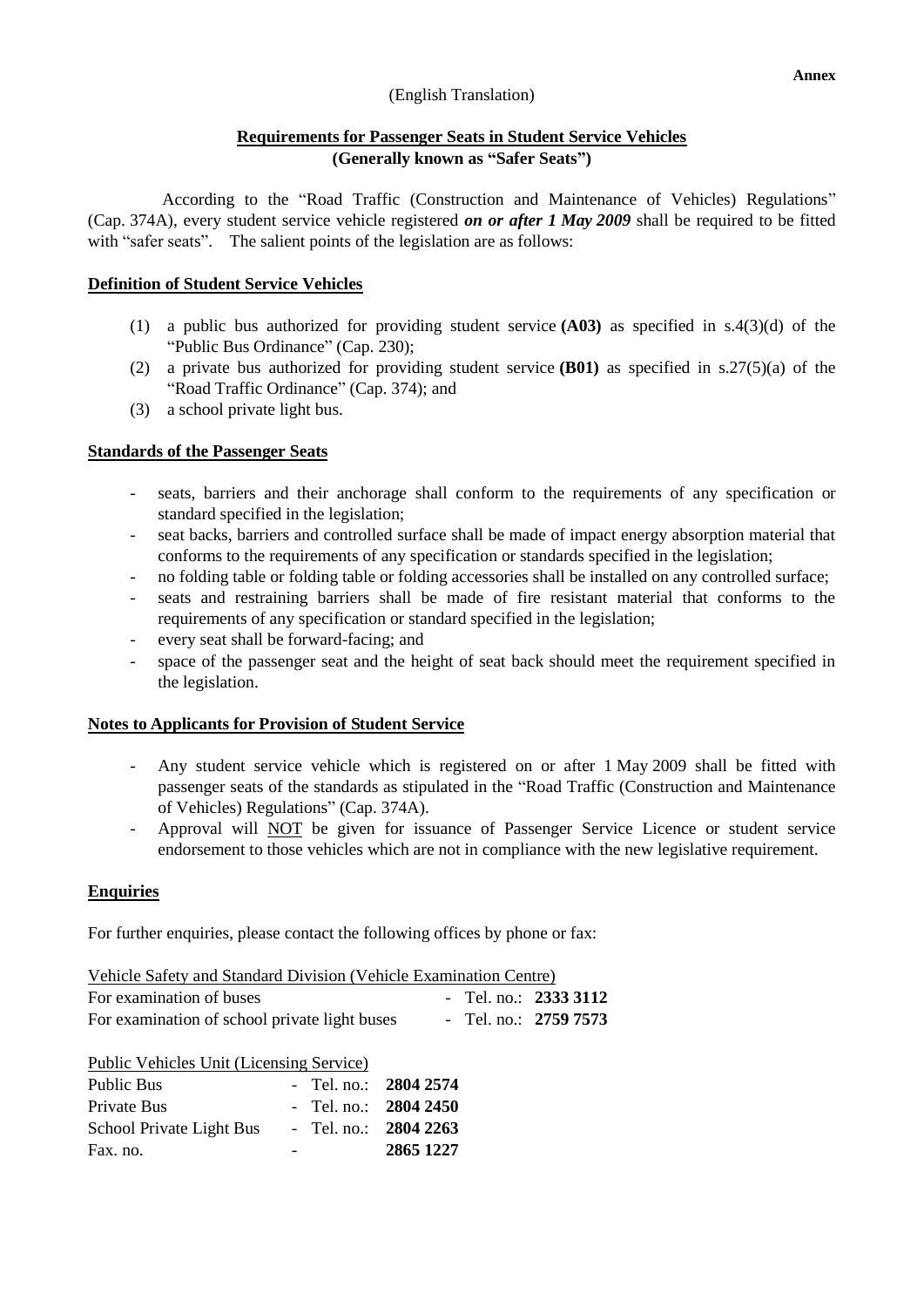**Annex**

(English Translation)

## Requirements for Passenger Seats in Student Service Vehicles (Generally known as "Safer Seats")

According to the "Road Traffic (Construction and Maintenance of Vehicles) Regulations" (Cap. 374A), every student service vehicle registered ***on or after 1 May 2009*** shall be required to be fitted with "safer seats". The salient points of the legislation are as follows:

### Definition of Student Service Vehicles

(1) a public bus authorized for providing student service **(A03)** as specified in s.4(3)(d) of the "Public Bus Ordinance" (Cap. 230);

(2) a private bus authorized for providing student service **(B01)** as specified in s.27(5)(a) of the "Road Traffic Ordinance" (Cap. 374); and

(3) a school private light bus.

### Standards of the Passenger Seats

- seats, barriers and their anchorage shall conform to the requirements of any specification or standard specified in the legislation;
- seat backs, barriers and controlled surface shall be made of impact energy absorption material that conforms to the requirements of any specification or standards specified in the legislation;
- no folding table or folding table or folding accessories shall be installed on any controlled surface;
- seats and restraining barriers shall be made of fire resistant material that conforms to the requirements of any specification or standard specified in the legislation;
- every seat shall be forward-facing; and
- space of the passenger seat and the height of seat back should meet the requirement specified in the legislation.

### Notes to Applicants for Provision of Student Service

- Any student service vehicle which is registered on or after 1 May 2009 shall be fitted with passenger seats of the standards as stipulated in the "Road Traffic (Construction and Maintenance of Vehicles) Regulations" (Cap. 374A).
- Approval will NOT be given for issuance of Passenger Service Licence or student service endorsement to those vehicles which are not in compliance with the new legislative requirement.

### Enquiries

For further enquiries, please contact the following offices by phone or fax:

Vehicle Safety and Standard Division (Vehicle Examination Centre)

| | |
|---|---|
| For examination of buses | - Tel. no.: **2333 3112** |
| For examination of school private light buses | - Tel. no.: **2759 7573** |

Public Vehicles Unit (Licensing Service)

| | |
|---|---|
| Public Bus | - Tel. no.: **2804 2574** |
| Private Bus | - Tel. no.: **2804 2450** |
| School Private Light Bus | - Tel. no.: **2804 2263** |
| Fax. no. | - **2865 1227** |